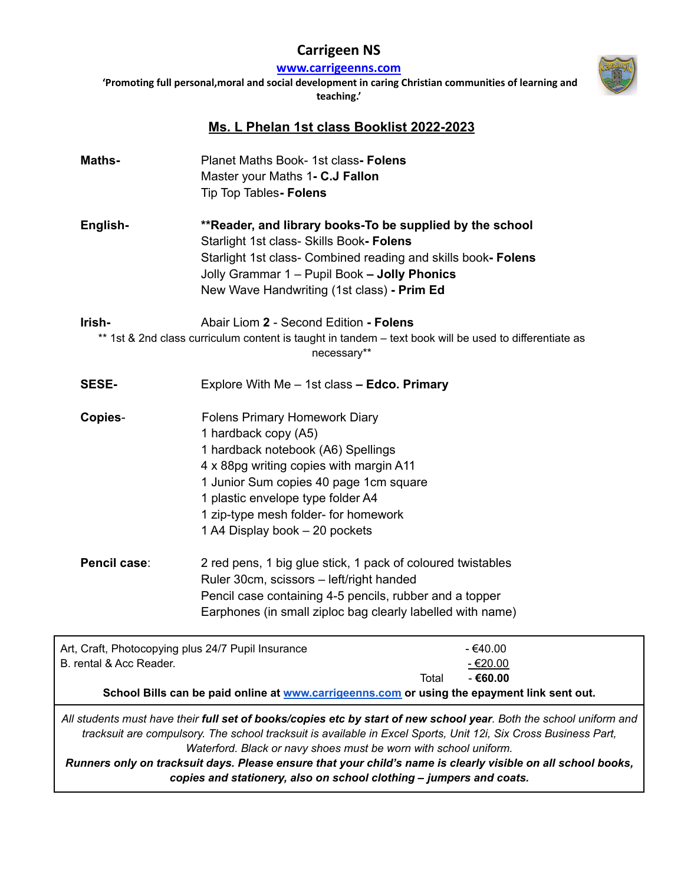# Carrigeen NS

**www.carrigeenns.com**

**'Promoting full personal,moral and social development in caring Christian communities of learning and teaching.'**

## Ms. L Phelan 1st class Booklist 2022-2023

**Maths-**

Planet Maths Book- 1st class**- Folens**
Master your Maths 1**- C.J Fallon**
Tip Top Tables**- Folens**

**English-**

**\*\*Reader, and library books-To be supplied by the school**
Starlight 1st class- Skills Book**- Folens**
Starlight 1st class- Combined reading and skills book**- Folens**
Jolly Grammar 1 – Pupil Book **– Jolly Phonics**
New Wave Handwriting (1st class) **- Prim Ed**

**Irish-**

Abair Liom **2** - Second Edition **- Folens**
** 1st & 2nd class curriculum content is taught in tandem – text book will be used to differentiate as necessary**

**SESE-**

Explore With Me – 1st class **– Edco. Primary**

**Copies-**

Folens Primary Homework Diary
1 hardback copy (A5)
1 hardback notebook (A6) Spellings
4 x 88pg writing copies with margin A11
1 Junior Sum copies 40 page 1cm square
1 plastic envelope type folder A4
1 zip-type mesh folder- for homework
1 A4 Display book – 20 pockets

**Pencil case:**

2 red pens, 1 big glue stick, 1 pack of coloured twistables
Ruler 30cm, scissors – left/right handed
Pencil case containing 4-5 pencils, rubber and a topper
Earphones (in small ziploc bag clearly labelled with name)

| | | |
|---|---|---|
| Art, Craft, Photocopying plus 24/7 Pupil Insurance | | - €40.00 |
| B. rental & Acc Reader. | | - €20.00 |
| | Total | - **€60.00** |

**School Bills can be paid online at www.carrigeenns.com or using the epayment link sent out.**

*All students must have their **full set of books/copies etc by start of new school year**. Both the school uniform and tracksuit are compulsory. The school tracksuit is available in Excel Sports, Unit 12i, Six Cross Business Part, Waterford. Black or navy shoes must be worn with school uniform.*

***Runners only on tracksuit days. Please ensure that your child's name is clearly visible on all school books, copies and stationery, also on school clothing – jumpers and coats.***